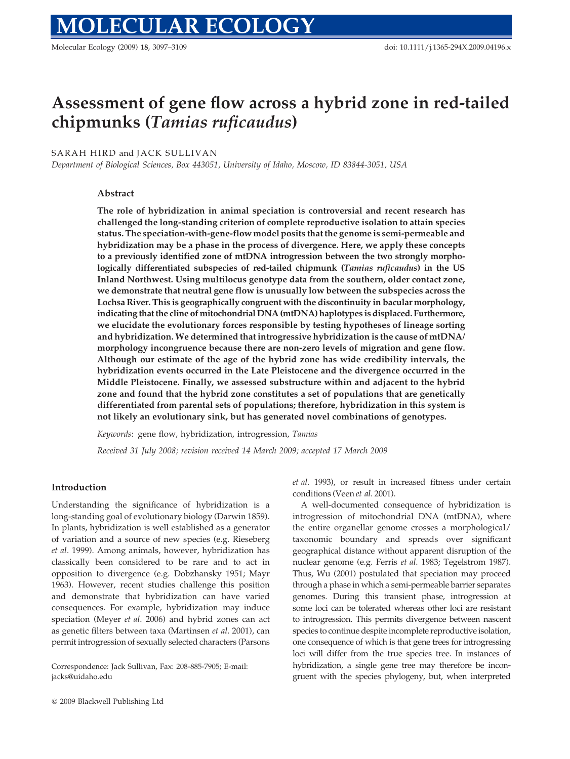# Assessment of gene flow across a hybrid zone in red-tailed chipmunks (*Tamias ruficaudus*)

SARAH HIRD and JACK SULLIVAN

*Department of Biological Sciences, Box 443051, University of Idaho, Moscow, ID 83844-3051, USA*

## Abstract

**The role of hybridization in animal speciation is controversial and recent research has challenged the long-standing criterion of complete reproductive isolation to attain species status. The speciation-with-gene-flow model posits that the genome is semi-permeable and hybridization may be a phase in the process of divergence. Here, we apply these concepts to a previously identified zone of mtDNA introgression between the two strongly morphologically differentiated subspecies of red-tailed chipmunk (*Tamias ruficaudus*) in the US Inland Northwest. Using multilocus genotype data from the southern, older contact zone, we demonstrate that neutral gene flow is unusually low between the subspecies across the Lochsa River. This is geographically congruent with the discontinuity in bacular morphology, indicating that the cline of mitochondrial DNA (mtDNA) haplotypes is displaced. Furthermore, we elucidate the evolutionary forces responsible by testing hypotheses of lineage sorting and hybridization. We determined that introgressive hybridization is the cause of mtDNA/morphology incongruence because there are non-zero levels of migration and gene flow. Although our estimate of the age of the hybrid zone has wide credibility intervals, the hybridization events occurred in the Late Pleistocene and the divergence occurred in the Middle Pleistocene. Finally, we assessed substructure within and adjacent to the hybrid zone and found that the hybrid zone constitutes a set of populations that are genetically differentiated from parental sets of populations; therefore, hybridization in this system is not likely an evolutionary sink, but has generated novel combinations of genotypes.**

*Keywords*: gene flow, hybridization, introgression, *Tamias*

*Received 31 July 2008; revision received 14 March 2009; accepted 17 March 2009*

## Introduction

Understanding the significance of hybridization is a long-standing goal of evolutionary biology (Darwin 1859). In plants, hybridization is well established as a generator of variation and a source of new species (e.g. Rieseberg *et al*. 1999). Among animals, however, hybridization has classically been considered to be rare and to act in opposition to divergence (e.g. Dobzhansky 1951; Mayr 1963). However, recent studies challenge this position and demonstrate that hybridization can have varied consequences. For example, hybridization may induce speciation (Meyer *et al*. 2006) and hybrid zones can act as genetic filters between taxa (Martinsen *et al*. 2001), can permit introgression of sexually selected characters (Parsons *et al*. 1993), or result in increased fitness under certain conditions (Veen *et al*. 2001).

A well-documented consequence of hybridization is introgression of mitochondrial DNA (mtDNA), where the entire organellar genome crosses a morphological/taxonomic boundary and spreads over significant geographical distance without apparent disruption of the nuclear genome (e.g. Ferris *et al*. 1983; Tegelstrom 1987). Thus, Wu (2001) postulated that speciation may proceed through a phase in which a semi-permeable barrier separates genomes. During this transient phase, introgression at some loci can be tolerated whereas other loci are resistant to introgression. This permits divergence between nascent species to continue despite incomplete reproductive isolation, one consequence of which is that gene trees for introgressing loci will differ from the true species tree. In instances of hybridization, a single gene tree may therefore be incongruent with the species phylogeny, but, when interpreted

Correspondence: Jack Sullivan, Fax: 208-885-7905; E-mail: jacks@uidaho.edu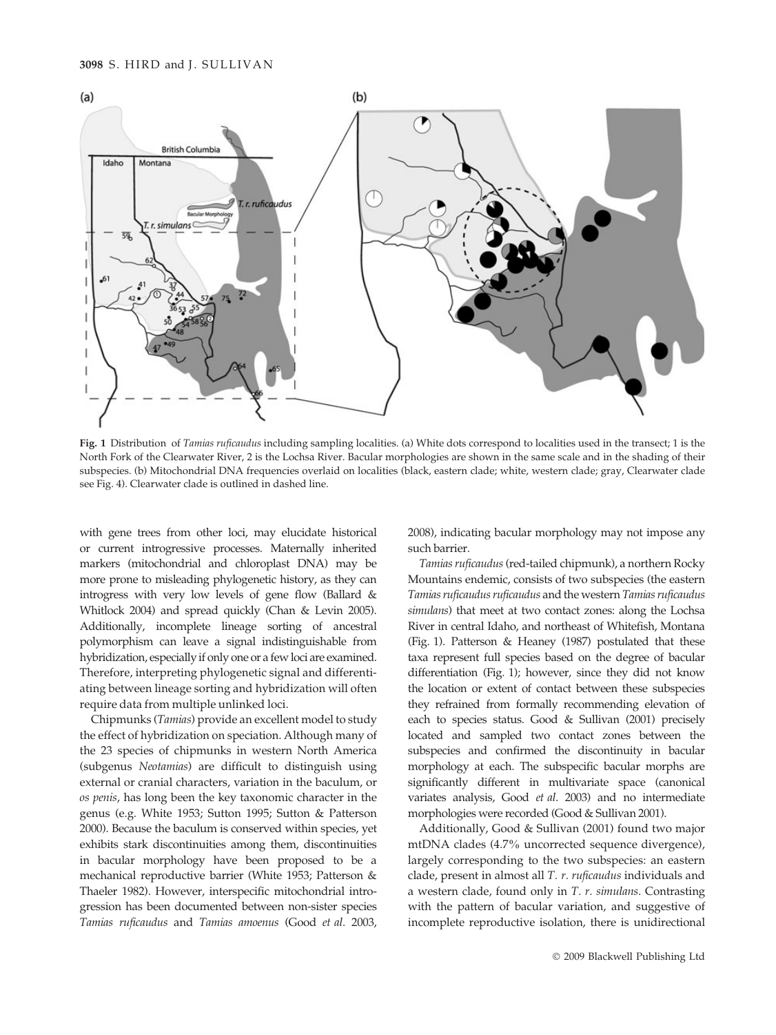**Fig. 1** Distribution of *Tamias ruficaudus* including sampling localities. (a) White dots correspond to localities used in the transect; 1 is the North Fork of the Clearwater River, 2 is the Lochsa River. Bacular morphologies are shown in the same scale and in the shading of their subspecies. (b) Mitochondrial DNA frequencies overlaid on localities (black, eastern clade; white, western clade; gray, Clearwater clade see Fig. 4). Clearwater clade is outlined in dashed line.

with gene trees from other loci, may elucidate historical or current introgressive processes. Maternally inherited markers (mitochondrial and chloroplast DNA) may be more prone to misleading phylogenetic history, as they can introgress with very low levels of gene flow (Ballard & Whitlock 2004) and spread quickly (Chan & Levin 2005). Additionally, incomplete lineage sorting of ancestral polymorphism can leave a signal indistinguishable from hybridization, especially if only one or a few loci are examined. Therefore, interpreting phylogenetic signal and differentiating between lineage sorting and hybridization will often require data from multiple unlinked loci.

Chipmunks (*Tamias*) provide an excellent model to study the effect of hybridization on speciation. Although many of the 23 species of chipmunks in western North America (subgenus *Neotamias*) are difficult to distinguish using external or cranial characters, variation in the baculum, or *os penis*, has long been the key taxonomic character in the genus (e.g. White 1953; Sutton 1995; Sutton & Patterson 2000). Because the baculum is conserved within species, yet exhibits stark discontinuities among them, discontinuities in bacular morphology have been proposed to be a mechanical reproductive barrier (White 1953; Patterson & Thaeler 1982). However, interspecific mitochondrial introgression has been documented between non-sister species *Tamias ruficaudus* and *Tamias amoenus* (Good *et al*. 2003, 2008), indicating bacular morphology may not impose any such barrier.

*Tamias ruficaudus* (red-tailed chipmunk), a northern Rocky Mountains endemic, consists of two subspecies (the eastern *Tamias ruficaudus ruficaudus* and the western *Tamias ruficaudus simulans*) that meet at two contact zones: along the Lochsa River in central Idaho, and northeast of Whitefish, Montana (Fig. 1). Patterson & Heaney (1987) postulated that these taxa represent full species based on the degree of bacular differentiation (Fig. 1); however, since they did not know the location or extent of contact between these subspecies they refrained from formally recommending elevation of each to species status. Good & Sullivan (2001) precisely located and sampled two contact zones between the subspecies and confirmed the discontinuity in bacular morphology at each. The subspecific bacular morphs are significantly different in multivariate space (canonical variates analysis, Good *et al*. 2003) and no intermediate morphologies were recorded (Good & Sullivan 2001).

Additionally, Good & Sullivan (2001) found two major mtDNA clades (4.7% uncorrected sequence divergence), largely corresponding to the two subspecies: an eastern clade, present in almost all *T. r. ruficaudus* individuals and a western clade, found only in *T. r. simulans*. Contrasting with the pattern of bacular variation, and suggestive of incomplete reproductive isolation, there is unidirectional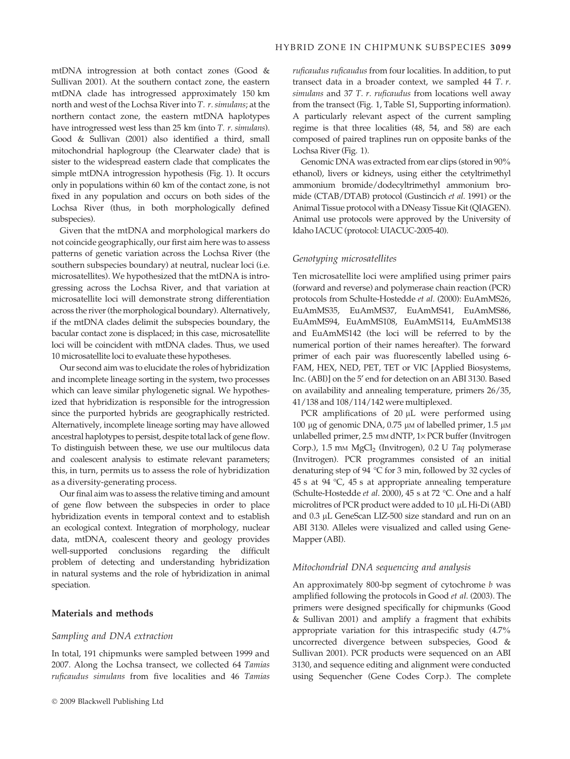mtDNA introgression at both contact zones (Good & Sullivan 2001). At the southern contact zone, the eastern mtDNA clade has introgressed approximately 150 km north and west of the Lochsa River into *T. r. simulans*; at the northern contact zone, the eastern mtDNA haplotypes have introgressed west less than 25 km (into *T. r. simulans*). Good & Sullivan (2001) also identified a third, small mitochondrial haplogroup (the Clearwater clade) that is sister to the widespread eastern clade that complicates the simple mtDNA introgression hypothesis (Fig. 1). It occurs only in populations within 60 km of the contact zone, is not fixed in any population and occurs on both sides of the Lochsa River (thus, in both morphologically defined subspecies).

Given that the mtDNA and morphological markers do not coincide geographically, our first aim here was to assess patterns of genetic variation across the Lochsa River (the southern subspecies boundary) at neutral, nuclear loci (i.e. microsatellites). We hypothesized that the mtDNA is introgressing across the Lochsa River, and that variation at microsatellite loci will demonstrate strong differentiation across the river (the morphological boundary). Alternatively, if the mtDNA clades delimit the subspecies boundary, the bacular contact zone is displaced; in this case, microsatellite loci will be coincident with mtDNA clades. Thus, we used 10 microsatellite loci to evaluate these hypotheses.

Our second aim was to elucidate the roles of hybridization and incomplete lineage sorting in the system, two processes which can leave similar phylogenetic signal. We hypothesized that hybridization is responsible for the introgression since the purported hybrids are geographically restricted. Alternatively, incomplete lineage sorting may have allowed ancestral haplotypes to persist, despite total lack of gene flow. To distinguish between these, we use our multilocus data and coalescent analysis to estimate relevant parameters; this, in turn, permits us to assess the role of hybridization as a diversity-generating process.

Our final aim was to assess the relative timing and amount of gene flow between the subspecies in order to place hybridization events in temporal context and to establish an ecological context. Integration of morphology, nuclear data, mtDNA, coalescent theory and geology provides well-supported conclusions regarding the difficult problem of detecting and understanding hybridization in natural systems and the role of hybridization in animal speciation.

## Materials and methods

### Sampling and DNA extraction

In total, 191 chipmunks were sampled between 1999 and 2007. Along the Lochsa transect, we collected 64 *Tamias ruficaudus simulans* from five localities and 46 *Tamias ruficaudus ruficaudus* from four localities. In addition, to put transect data in a broader context, we sampled 44 *T. r. simulans* and 37 *T. r. ruficaudus* from locations well away from the transect (Fig. 1, Table S1, Supporting information). A particularly relevant aspect of the current sampling regime is that three localities (48, 54, and 58) are each composed of paired traplines run on opposite banks of the Lochsa River (Fig. 1).

Genomic DNA was extracted from ear clips (stored in 90% ethanol), livers or kidneys, using either the cetyltrimethyl ammonium bromide/dodecyltrimethyl ammonium bromide (CTAB/DTAB) protocol (Gustincich *et al.* 1991) or the Animal Tissue protocol with a DNeasy Tissue Kit (QIAGEN). Animal use protocols were approved by the University of Idaho IACUC (protocol: UIACUC-2005-40).

### Genotyping microsatellites

Ten microsatellite loci were amplified using primer pairs (forward and reverse) and polymerase chain reaction (PCR) protocols from Schulte-Hostedde *et al.* (2000): EuAmMS26, EuAmMS35, EuAmMS37, EuAmMS41, EuAmMS86, EuAmMS94, EuAmMS108, EuAmMS114, EuAmMS138 and EuAmMS142 (the loci will be referred to by the numerical portion of their names hereafter). The forward primer of each pair was fluorescently labelled using 6-FAM, HEX, NED, PET, TET or VIC [Applied Biosystems, Inc. (ABI)] on the 5′ end for detection on an ABI 3130. Based on availability and annealing temperature, primers 26/35, 41/138 and 108/114/142 were multiplexed.

PCR amplifications of 20 μL were performed using 100 μg of genomic DNA, 0.75 μM of labelled primer, 1.5 μM unlabelled primer, 2.5 mM dNTP, 1× PCR buffer (Invitrogen Corp.), 1.5 mM $MgCl_2$ (Invitrogen), 0.2 U *Taq* polymerase (Invitrogen). PCR programmes consisted of an initial denaturing step of 94 °C for 3 min, followed by 32 cycles of 45 s at 94 °C, 45 s at appropriate annealing temperature (Schulte-Hostedde *et al.* 2000), 45 s at 72 °C. One and a half microlitres of PCR product were added to 10 μL Hi-Di (ABI) and 0.3 μL GeneScan LIZ-500 size standard and run on an ABI 3130. Alleles were visualized and called using GeneMapper (ABI).

### Mitochondrial DNA sequencing and analysis

An approximately 800-bp segment of cytochrome *b* was amplified following the protocols in Good *et al.* (2003). The primers were designed specifically for chipmunks (Good & Sullivan 2001) and amplify a fragment that exhibits appropriate variation for this intraspecific study (4.7% uncorrected divergence between subspecies, Good & Sullivan 2001). PCR products were sequenced on an ABI 3130, and sequence editing and alignment were conducted using Sequencher (Gene Codes Corp.). The complete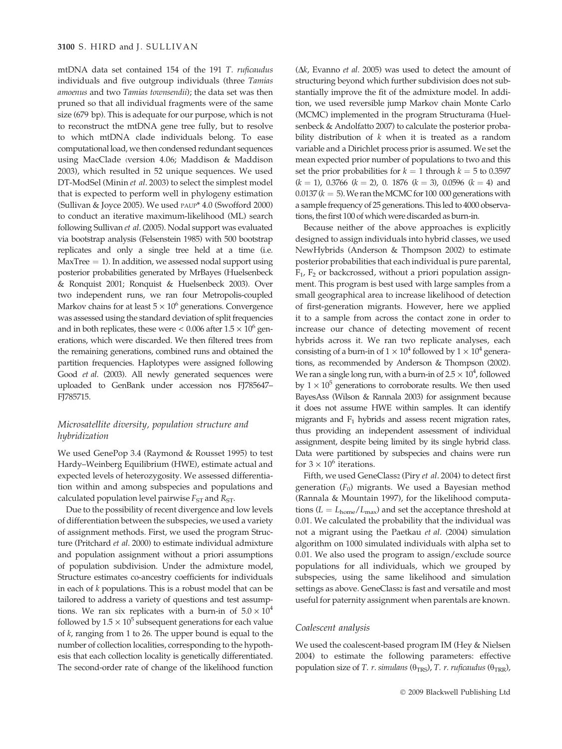mtDNA data set contained 154 of the 191 *T. ruficaudus* individuals and five outgroup individuals (three *Tamias amoenus* and two *Tamias townsendii*); the data set was then pruned so that all individual fragments were of the same size (679 bp). This is adequate for our purpose, which is not to reconstruct the mtDNA gene tree fully, but to resolve to which mtDNA clade individuals belong. To ease computational load, we then condensed redundant sequences using MacClade (version 4.06; Maddison & Maddison 2003), which resulted in 52 unique sequences. We used DT-ModSel (Minin *et al*. 2003) to select the simplest model that is expected to perform well in phylogeny estimation (Sullivan & Joyce 2005). We used PAUP* 4.0 (Swofford 2000) to conduct an iterative maximum-likelihood (ML) search following Sullivan *et al*. (2005). Nodal support was evaluated via bootstrap analysis (Felsenstein 1985) with 500 bootstrap replicates and only a single tree held at a time (i.e. MaxTree = 1). In addition, we assessed nodal support using posterior probabilities generated by MrBayes (Huelsenbeck & Ronquist 2001; Ronquist & Huelsenbeck 2003). Over two independent runs, we ran four Metropolis-coupled Markov chains for at least $5 \times 10^6$ generations. Convergence was assessed using the standard deviation of split frequencies and in both replicates, these were $< 0.006$ after $1.5 \times 10^6$ generations, which were discarded. We then filtered trees from the remaining generations, combined runs and obtained the partition frequencies. Haplotypes were assigned following Good *et al*. (2003). All newly generated sequences were uploaded to GenBank under accession nos FJ785647–FJ785715.

### Microsatellite diversity, population structure and hybridization

We used GenePop 3.4 (Raymond & Rousset 1995) to test Hardy–Weinberg Equilibrium (HWE), estimate actual and expected levels of heterozygosity. We assessed differentiation within and among subspecies and populations and calculated population level pairwise $F_{ST}$ and $R_{ST}$.

Due to the possibility of recent divergence and low levels of differentiation between the subspecies, we used a variety of assignment methods. First, we used the program Structure (Pritchard *et al*. 2000) to estimate individual admixture and population assignment without a priori assumptions of population subdivision. Under the admixture model, Structure estimates co-ancestry coefficients for individuals in each of *k* populations. This is a robust model that can be tailored to address a variety of questions and test assumptions. We ran six replicates with a burn-in of $5.0 \times 10^4$ followed by $1.5 \times 10^5$ subsequent generations for each value of *k*, ranging from 1 to 26. The upper bound is equal to the number of collection localities, corresponding to the hypothesis that each collection locality is genetically differentiated. The second-order rate of change of the likelihood function ($\Delta k$, Evanno *et al*. 2005) was used to detect the amount of structuring beyond which further subdivision does not substantially improve the fit of the admixture model. In addition, we used reversible jump Markov chain Monte Carlo (MCMC) implemented in the program Structurama (Huelsenbeck & Andolfatto 2007) to calculate the posterior probability distribution of *k* when it is treated as a random variable and a Dirichlet process prior is assumed. We set the mean expected prior number of populations to two and this set the prior probabilities for $k = 1$ through $k = 5$ to 0.3597 ($k = 1$), 0.3766 ($k = 2$), 0. 1876 ($k = 3$), 0.0596 ($k = 4$) and 0.0137 ($k = 5$). We ran the MCMC for 100 000 generations with a sample frequency of 25 generations. This led to 4000 observations, the first 100 of which were discarded as burn-in.

Because neither of the above approaches is explicitly designed to assign individuals into hybrid classes, we used NewHybrids (Anderson & Thompson 2002) to estimate posterior probabilities that each individual is pure parental, $F_1$, $F_2$ or backcrossed, without a priori population assignment. This program is best used with large samples from a small geographical area to increase likelihood of detection of first-generation migrants. However, here we applied it to a sample from across the contact zone in order to increase our chance of detecting movement of recent hybrids across it. We ran two replicate analyses, each consisting of a burn-in of $1 \times 10^4$ followed by $1 \times 10^4$ generations, as recommended by Anderson & Thompson (2002). We ran a single long run, with a burn-in of $2.5 \times 10^4$, followed by $1 \times 10^5$ generations to corroborate results. We then used BayesAss (Wilson & Rannala 2003) for assignment because it does not assume HWE within samples. It can identify migrants and $F_1$ hybrids and assess recent migration rates, thus providing an independent assessment of individual assignment, despite being limited by its single hybrid class. Data were partitioned by subspecies and chains were run for $3 \times 10^6$ iterations.

Fifth, we used GeneClass2 (Piry *et al*. 2004) to detect first generation ($F_0$) migrants. We used a Bayesian method (Rannala & Mountain 1997), for the likelihood computations ($L = L_{home}/L_{max}$) and set the acceptance threshold at 0.01. We calculated the probability that the individual was not a migrant using the Paetkau *et al*. (2004) simulation algorithm on 1000 simulated individuals with alpha set to 0.01. We also used the program to assign/exclude source populations for all individuals, which we grouped by subspecies, using the same likelihood and simulation settings as above. GeneClass2 is fast and versatile and most useful for paternity assignment when parentals are known.

### Coalescent analysis

We used the coalescent-based program IM (Hey & Nielsen 2004) to estimate the following parameters: effective population size of *T. r. simulans* ($\theta_{TRS}$), *T. r. ruficaudus* ($\theta_{TRR}$),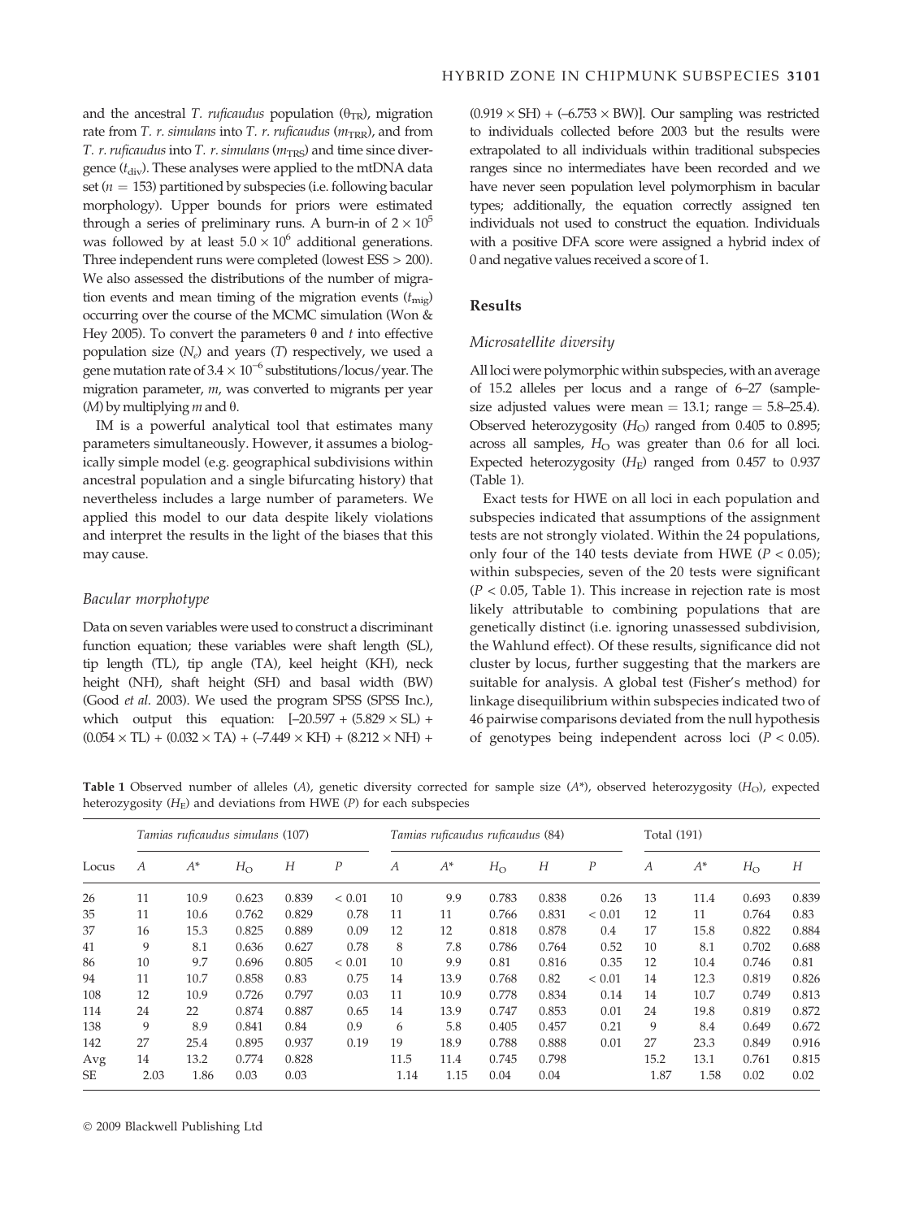and the ancestral *T. ruficaudus* population ($\theta_{TR}$), migration rate from *T. r. simulans* into *T. r. ruficaudus* ($m_{TRR}$), and from *T. r. ruficaudus* into *T. r. simulans* ($m_{TRS}$) and time since divergence ($t_{div}$). These analyses were applied to the mtDNA data set ($n = 153$) partitioned by subspecies (i.e. following bacular morphology). Upper bounds for priors were estimated through a series of preliminary runs. A burn-in of $2 \times 10^5$ was followed by at least $5.0 \times 10^6$ additional generations. Three independent runs were completed (lowest ESS > 200). We also assessed the distributions of the number of migration events and mean timing of the migration events ($t_{mig}$) occurring over the course of the MCMC simulation (Won & Hey 2005). To convert the parameters $\theta$ and $t$ into effective population size ($N_e$) and years ($T$) respectively, we used a gene mutation rate of $3.4 \times 10^{-6}$ substitutions/locus/year. The migration parameter, $m$, was converted to migrants per year ($M$) by multiplying $m$ and $\theta$.

IM is a powerful analytical tool that estimates many parameters simultaneously. However, it assumes a biologically simple model (e.g. geographical subdivisions within ancestral population and a single bifurcating history) that nevertheless includes a large number of parameters. We applied this model to our data despite likely violations and interpret the results in the light of the biases that this may cause.

### Bacular morphotype

Data on seven variables were used to construct a discriminant function equation; these variables were shaft length (SL), tip length (TL), tip angle (TA), keel height (KH), neck height (NH), shaft height (SH) and basal width (BW) (Good *et al.* 2003). We used the program SPSS (SPSS Inc.), which output this equation: $[-20.597 + (5.829 \times SL) + (0.054 \times TL) + (0.032 \times TA) + (-7.449 \times KH) + (8.212 \times NH) + (0.919 \times SH) + (-6.753 \times BW)]$. Our sampling was restricted to individuals collected before 2003 but the results were extrapolated to all individuals within traditional subspecies ranges since no intermediates have been recorded and we have never seen population level polymorphism in bacular types; additionally, the equation correctly assigned ten individuals not used to construct the equation. Individuals with a positive DFA score were assigned a hybrid index of 0 and negative values received a score of 1.

## Results

### Microsatellite diversity

All loci were polymorphic within subspecies, with an average of 15.2 alleles per locus and a range of 6–27 (sample-size adjusted values were mean = 13.1; range = 5.8–25.4). Observed heterozygosity ($H_O$) ranged from 0.405 to 0.895; across all samples, $H_O$ was greater than 0.6 for all loci. Expected heterozygosity ($H_E$) ranged from 0.457 to 0.937 (Table 1).

Exact tests for HWE on all loci in each population and subspecies indicated that assumptions of the assignment tests are not strongly violated. Within the 24 populations, only four of the 140 tests deviate from HWE ($P < 0.05$); within subspecies, seven of the 20 tests were significant ($P < 0.05$, Table 1). This increase in rejection rate is most likely attributable to combining populations that are genetically distinct (i.e. ignoring unassessed subdivision, the Wahlund effect). Of these results, significance did not cluster by locus, further suggesting that the markers are suitable for analysis. A global test (Fisher's method) for linkage disequilibrium within subspecies indicated two of 46 pairwise comparisons deviated from the null hypothesis of genotypes being independent across loci ($P < 0.05$).

**Table 1** Observed number of alleles ($A$), genetic diversity corrected for sample size ($A^*$), observed heterozygosity ($H_O$), expected heterozygosity ($H_E$) and deviations from HWE ($P$) for each subspecies

| | *Tamias ruficaudus simulans* (107) | | | | | *Tamias ruficaudus ruficaudus* (84) | | | | | Total (191) | | | |
|---|---|---|---|---|---|---|---|---|---|---|---|---|---|---|
| Locus | $A$ | $A^*$ | $H_O$ | $H$ | $P$ | $A$ | $A^*$ | $H_O$ | $H$ | $P$ | $A$ | $A^*$ | $H_O$ | $H$ |
| 26 | 11 | 10.9 | 0.623 | 0.839 | < 0.01 | 10 | 9.9 | 0.783 | 0.838 | 0.26 | 13 | 11.4 | 0.693 | 0.839 |
| 35 | 11 | 10.6 | 0.762 | 0.829 | 0.78 | 11 | 11 | 0.766 | 0.831 | < 0.01 | 12 | 11 | 0.764 | 0.83 |
| 37 | 16 | 15.3 | 0.825 | 0.889 | 0.09 | 12 | 12 | 0.818 | 0.878 | 0.4 | 17 | 15.8 | 0.822 | 0.884 |
| 41 | 9 | 8.1 | 0.636 | 0.627 | 0.78 | 8 | 7.8 | 0.786 | 0.764 | 0.52 | 10 | 8.1 | 0.702 | 0.688 |
| 86 | 10 | 9.7 | 0.696 | 0.805 | < 0.01 | 10 | 9.9 | 0.81 | 0.816 | 0.35 | 12 | 10.4 | 0.746 | 0.81 |
| 94 | 11 | 10.7 | 0.858 | 0.83 | 0.75 | 14 | 13.9 | 0.768 | 0.82 | < 0.01 | 14 | 12.3 | 0.819 | 0.826 |
| 108 | 12 | 10.9 | 0.726 | 0.797 | 0.03 | 11 | 10.9 | 0.778 | 0.834 | 0.14 | 14 | 10.7 | 0.749 | 0.813 |
| 114 | 24 | 22 | 0.874 | 0.887 | 0.65 | 14 | 13.9 | 0.747 | 0.853 | 0.01 | 24 | 19.8 | 0.819 | 0.872 |
| 138 | 9 | 8.9 | 0.841 | 0.84 | 0.9 | 6 | 5.8 | 0.405 | 0.457 | 0.21 | 9 | 8.4 | 0.649 | 0.672 |
| 142 | 27 | 25.4 | 0.895 | 0.937 | 0.19 | 19 | 18.9 | 0.788 | 0.888 | 0.01 | 27 | 23.3 | 0.849 | 0.916 |
| Avg | 14 | 13.2 | 0.774 | 0.828 | | 11.5 | 11.4 | 0.745 | 0.798 | | 15.2 | 13.1 | 0.761 | 0.815 |
| SE | 2.03 | 1.86 | 0.03 | 0.03 | | 1.14 | 1.15 | 0.04 | 0.04 | | 1.87 | 1.58 | 0.02 | 0.02 |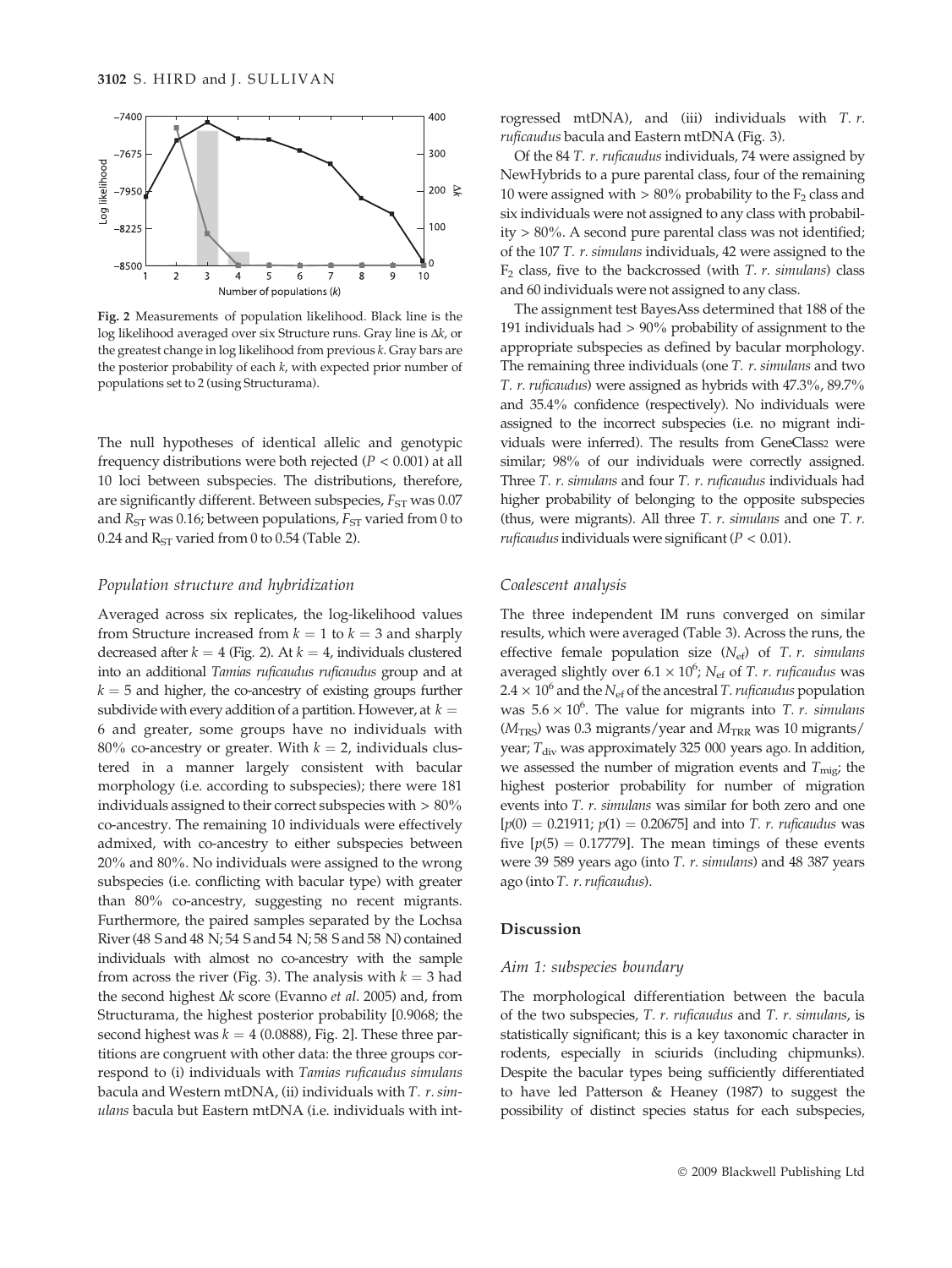Fig. 2 Measurements of population likelihood. Black line is the log likelihood averaged over six Structure runs. Gray line is Δ*k*, or the greatest change in log likelihood from previous *k*. Gray bars are the posterior probability of each *k*, with expected prior number of populations set to 2 (using Structurama).

The null hypotheses of identical allelic and genotypic frequency distributions were both rejected ($P < 0.001$) at all 10 loci between subspecies. The distributions, therefore, are significantly different. Between subspecies, $F_{ST}$ was 0.07 and $R_{ST}$ was 0.16; between populations, $F_{ST}$ varied from 0 to 0.24 and $R_{ST}$ varied from 0 to 0.54 (Table 2).

### *Population structure and hybridization*

Averaged across six replicates, the log-likelihood values from Structure increased from $k = 1$ to $k = 3$ and sharply decreased after $k = 4$ (Fig. 2). At $k = 4$, individuals clustered into an additional *Tamias ruficaudus ruficaudus* group and at $k = 5$ and higher, the co-ancestry of existing groups further subdivide with every addition of a partition. However, at $k =$ 6 and greater, some groups have no individuals with 80% co-ancestry or greater. With $k = 2$, individuals clustered in a manner largely consistent with bacular morphology (i.e. according to subspecies); there were 181 individuals assigned to their correct subspecies with > 80% co-ancestry. The remaining 10 individuals were effectively admixed, with co-ancestry to either subspecies between 20% and 80%. No individuals were assigned to the wrong subspecies (i.e. conflicting with bacular type) with greater than 80% co-ancestry, suggesting no recent migrants. Furthermore, the paired samples separated by the Lochsa River (48 S and 48 N; 54 S and 54 N; 58 S and 58 N) contained individuals with almost no co-ancestry with the sample from across the river (Fig. 3). The analysis with $k = 3$ had the second highest Δ*k* score (Evanno *et al*. 2005) and, from Structurama, the highest posterior probability [0.9068; the second highest was $k = 4$ (0.0888), Fig. 2]. These three partitions are congruent with other data: the three groups correspond to (i) individuals with *Tamias ruficaudus simulans* bacula and Western mtDNA, (ii) individuals with *T. r. simulans* bacula but Eastern mtDNA (i.e. individuals with introgressed mtDNA), and (iii) individuals with *T. r. ruficaudus* bacula and Eastern mtDNA (Fig. 3).

Of the 84 *T. r. ruficaudus* individuals, 74 were assigned by NewHybrids to a pure parental class, four of the remaining 10 were assigned with > 80% probability to the $F_2$ class and six individuals were not assigned to any class with probability > 80%. A second pure parental class was not identified; of the 107 *T. r. simulans* individuals, 42 were assigned to the $F_2$ class, five to the backcrossed (with *T. r. simulans*) class and 60 individuals were not assigned to any class.

The assignment test BayesAss determined that 188 of the 191 individuals had > 90% probability of assignment to the appropriate subspecies as defined by bacular morphology. The remaining three individuals (one *T. r. simulans* and two *T. r. ruficaudus*) were assigned as hybrids with 47.3%, 89.7% and 35.4% confidence (respectively). No individuals were assigned to the incorrect subspecies (i.e. no migrant individuals were inferred). The results from GeneClass2 were similar; 98% of our individuals were correctly assigned. Three *T. r. simulans* and four *T. r. ruficaudus* individuals had higher probability of belonging to the opposite subspecies (thus, were migrants). All three *T. r. simulans* and one *T. r. ruficaudus* individuals were significant ($P < 0.01$).

### *Coalescent analysis*

The three independent IM runs converged on similar results, which were averaged (Table 3). Across the runs, the effective female population size ($N_{ef}$) of *T. r. simulans* averaged slightly over $6.1 \times 10^6$; $N_{ef}$ of *T. r. ruficaudus* was $2.4 \times 10^6$ and the $N_{ef}$ of the ancestral *T. ruficaudus* population was $5.6 \times 10^6$. The value for migrants into *T. r. simulans* ($M_{TRS}$) was 0.3 migrants/year and $M_{TRR}$ was 10 migrants/year; $T_{div}$ was approximately 325 000 years ago. In addition, we assessed the number of migration events and $T_{mig}$; the highest posterior probability for number of migration events into *T. r. simulans* was similar for both zero and one [$p(0) = 0.21911$; $p(1) = 0.20675$] and into *T. r. ruficaudus* was five [$p(5) = 0.17779$]. The mean timings of these events were 39 589 years ago (into *T. r. simulans*) and 48 387 years ago (into *T. r. ruficaudus*).

## Discussion

### *Aim 1: subspecies boundary*

The morphological differentiation between the bacula of the two subspecies, *T. r. ruficaudus* and *T. r. simulans*, is statistically significant; this is a key taxonomic character in rodents, especially in sciurids (including chipmunks). Despite the bacular types being sufficiently differentiated to have led Patterson & Heaney (1987) to suggest the possibility of distinct species status for each subspecies,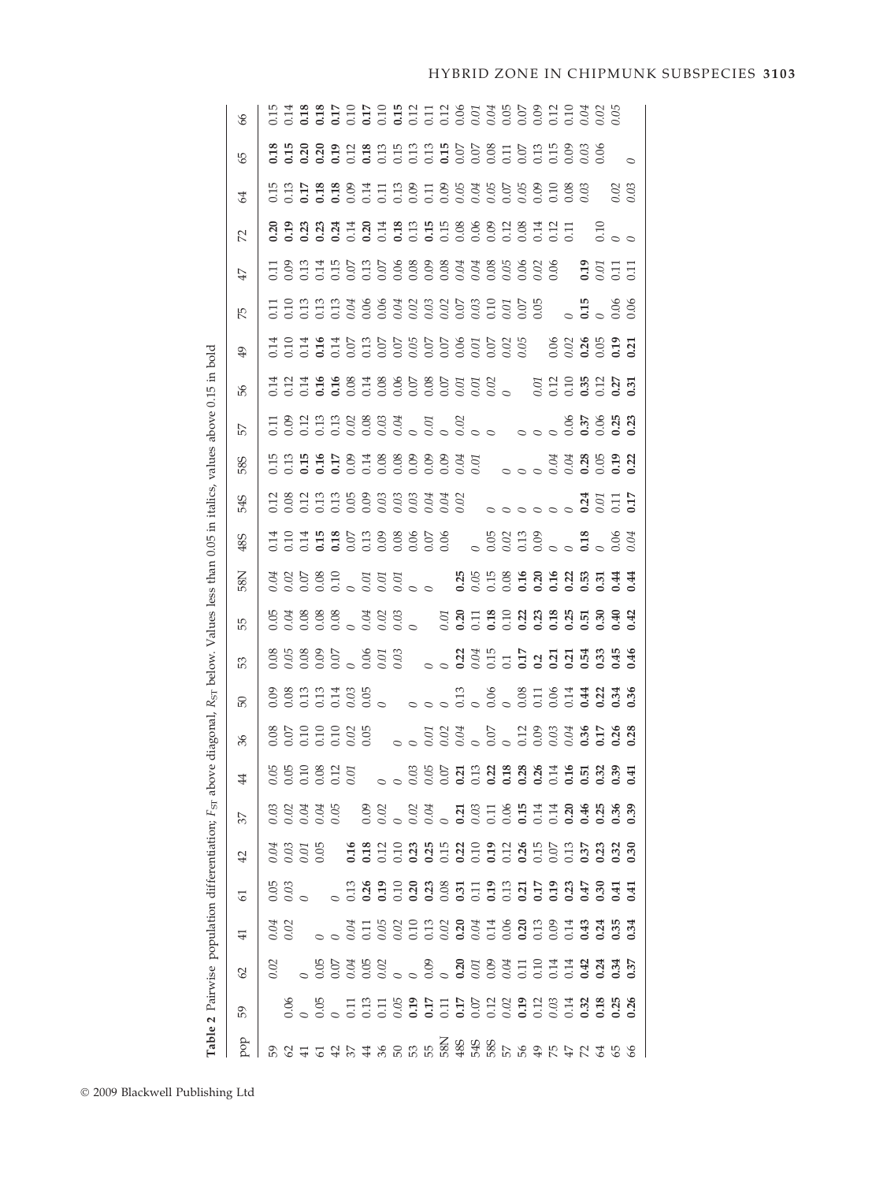**Table 2** Pairwise population differentiation; $F_{ST}$ above diagonal, $R_{ST}$ below. Values less than 0.05 in italics, values above 0.15 in bold

| pop | 59 | 62 | 41 | 61 | 42 | 37 | 44 | 36 | 50 | 53 | 55 | 58N | 48S | 54S | 58S | 57 | 56 | 49 | 75 | 47 | 72 | 64 | 65 | 66 |
|---|---|---|---|---|---|---|---|---|---|---|---|---|---|---|---|---|---|---|---|---|---|---|---|---|
| 59 | | *0.02* | *0.04* | *0.05* | *0.04* | *0.03* | *0.05* | 0.08 | 0.09 | 0.08 | *0.05* | *0.04* | 0.14 | 0.12 | 0.15 | 0.11 | 0.14 | 0.14 | 0.11 | 0.11 | **0.20** | 0.15 | **0.18** | 0.15 |
| 62 | 0.06 | | *0.02* | *0.03* | *0.03* | *0.02* | 0.05 | 0.07 | 0.08 | *0.05* | *0.04* | *0.02* | 0.10 | 0.08 | 0.13 | 0.09 | 0.12 | 0.10 | 0.10 | 0.09 | **0.19** | 0.13 | **0.15** | 0.14 |
| 41 | *0* | *0* | | *0* | *0.01* | *0.04* | 0.10 | 0.10 | 0.13 | 0.08 | 0.08 | 0.07 | 0.14 | 0.12 | **0.15** | 0.12 | 0.14 | 0.14 | 0.13 | 0.13 | **0.23** | **0.17** | **0.20** | **0.18** |
| 61 | 0.05 | 0.05 | *0* | | 0.05 | *0.04* | 0.08 | 0.10 | 0.13 | 0.09 | 0.08 | 0.08 | **0.15** | 0.13 | **0.16** | 0.13 | **0.16** | **0.16** | 0.13 | 0.14 | **0.23** | **0.18** | **0.20** | **0.18** |
| 42 | *0* | 0.07 | *0* | *0* | | *0.05* | 0.12 | 0.10 | 0.14 | 0.07 | 0.08 | 0.10 | **0.18** | 0.13 | **0.17** | 0.13 | **0.16** | 0.14 | 0.13 | 0.15 | **0.24** | **0.18** | **0.19** | **0.17** |
| 37 | 0.11 | *0.04* | *0.04* | 0.13 | **0.16** | | *0.01* | *0.02* | *0.03* | *0* | *0* | *0* | 0.07 | 0.05 | 0.09 | *0.02* | 0.08 | 0.07 | *0.04* | 0.07 | 0.14 | 0.09 | 0.12 | 0.10 |
| 44 | 0.13 | 0.05 | 0.11 | **0.26** | **0.18** | 0.09 | | 0.05 | 0.05 | 0.06 | *0.04* | *0.01* | 0.13 | 0.09 | 0.14 | 0.08 | 0.14 | 0.13 | 0.06 | 0.13 | **0.20** | 0.14 | **0.18** | **0.17** |
| 36 | 0.11 | *0.02* | *0.05* | **0.19** | 0.12 | *0.02* | *0* | | *0* | *0.01* | *0.02* | *0.01* | 0.09 | *0.03* | 0.08 | *0.03* | 0.08 | 0.07 | 0.06 | 0.07 | 0.14 | 0.11 | 0.13 | 0.10 |
| 50 | *0.05* | *0* | *0.02* | 0.10 | 0.10 | *0* | *0* | *0* | | *0.03* | *0.03* | *0.01* | 0.08 | *0.03* | 0.08 | *0.04* | 0.06 | 0.07 | *0.04* | 0.06 | **0.18** | 0.13 | 0.15 | **0.15** |
| 53 | **0.19** | *0* | 0.10 | **0.20** | **0.23** | *0.02* | *0.03* | *0* | *0* | | *0* | *0* | 0.06 | *0.03* | 0.09 | *0* | 0.07 | *0.05* | *0.02* | 0.08 | 0.13 | 0.09 | 0.13 | 0.12 |
| 55 | **0.17** | 0.09 | 0.13 | **0.23** | **0.25** | *0.04* | *0.05* | *0.01* | *0* | *0* | | *0* | 0.07 | *0.04* | 0.09 | *0.01* | 0.08 | 0.07 | *0.03* | 0.09 | **0.15** | 0.11 | 0.13 | 0.11 |
| 58N | 0.11 | *0* | *0.02* | 0.08 | 0.15 | *0* | 0.07 | *0.02* | *0* | *0* | *0.01* | | 0.06 | *0.04* | 0.09 | *0* | 0.07 | 0.07 | *0.02* | 0.08 | **0.15** | 0.09 | **0.15** | 0.12 |
| 48S | **0.17** | **0.20** | **0.20** | **0.31** | **0.22** | **0.21** | **0.21** | *0.04* | 0.13 | **0.22** | **0.20** | **0.25** | | *0.02* | *0.04* | *0.02* | *0.01* | 0.06 | 0.07 | *0.04* | 0.08 | *0.05* | 0.07 | 0.06 |
| 54S | 0.07 | *0.01* | *0.04* | 0.11 | 0.10 | *0.03* | 0.13 | *0* | *0* | *0.04* | 0.11 | *0.05* | *0* | | *0.01* | *0* | *0.01* | *0.01* | *0.03* | *0.04* | 0.06 | *0.04* | 0.07 | *0.01* |
| 58S | 0.12 | 0.09 | 0.14 | **0.19** | **0.19** | 0.11 | **0.22** | 0.07 | 0.06 | 0.15 | **0.18** | 0.15 | 0.05 | *0* | | *0* | *0.02* | 0.07 | 0.10 | 0.08 | 0.09 | *0.05* | 0.08 | *0.04* |
| 57 | *0.02* | *0.04* | 0.06 | 0.13 | 0.12 | 0.06 | **0.18** | *0* | *0* | 0.1 | 0.10 | 0.08 | *0.02* | *0* | *0* | | *0* | *0.02* | *0.01* | *0.05* | 0.12 | 0.07 | 0.11 | 0.05 |
| 56 | **0.19** | 0.11 | **0.20** | **0.21** | **0.26** | **0.15** | **0.28** | 0.12 | 0.08 | **0.17** | **0.22** | **0.16** | 0.13 | *0* | *0* | *0* | | *0.05* | 0.07 | 0.06 | 0.08 | *0.05* | 0.07 | 0.07 |
| 49 | 0.12 | 0.10 | 0.13 | **0.17** | 0.15 | 0.14 | **0.26** | 0.09 | 0.11 | **0.2** | **0.23** | **0.20** | 0.09 | *0* | *0* | *0* | *0.01* | | 0.05 | *0.02* | 0.14 | 0.09 | 0.13 | 0.09 |
| 75 | *0.03* | 0.14 | 0.09 | **0.19** | 0.07 | 0.14 | 0.14 | *0.03* | 0.06 | **0.21** | **0.18** | **0.16** | *0* | *0* | *0.04* | *0* | 0.12 | 0.06 | | 0.06 | 0.12 | 0.10 | 0.15 | 0.12 |
| 47 | 0.14 | 0.14 | 0.14 | **0.23** | 0.13 | **0.20** | **0.16** | *0.04* | 0.14 | **0.21** | **0.25** | **0.22** | *0* | *0* | *0.04* | 0.06 | 0.10 | *0.02* | *0* | | 0.11 | 0.08 | 0.09 | 0.10 |
| 72 | **0.32** | **0.42** | **0.43** | **0.47** | **0.37** | **0.46** | **0.51** | **0.36** | **0.44** | **0.54** | **0.51** | **0.53** | **0.18** | **0.24** | **0.28** | **0.37** | **0.35** | **0.26** | **0.15** | **0.19** | | *0.03* | *0.03* | *0.04* |
| 64 | **0.18** | **0.24** | **0.24** | **0.30** | **0.23** | **0.25** | **0.32** | **0.17** | **0.22** | **0.33** | **0.30** | **0.31** | *0* | *0.01* | 0.05 | 0.06 | 0.12 | 0.05 | *0* | *0.01* | 0.10 | | 0.06 | *0.02* |
| 65 | **0.25** | **0.34** | **0.35** | **0.41** | **0.32** | **0.36** | **0.39** | **0.26** | **0.34** | **0.45** | **0.40** | **0.44** | 0.06 | 0.11 | **0.19** | **0.25** | **0.27** | **0.19** | 0.06 | 0.11 | *0* | *0.02* | | *0.05* |
| 66 | **0.26** | **0.37** | **0.34** | **0.41** | **0.30** | **0.39** | **0.41** | **0.28** | **0.36** | **0.46** | **0.42** | **0.44** | *0.04* | **0.17** | **0.22** | **0.23** | **0.31** | **0.21** | 0.06 | 0.11 | *0* | *0.03* | *0* | |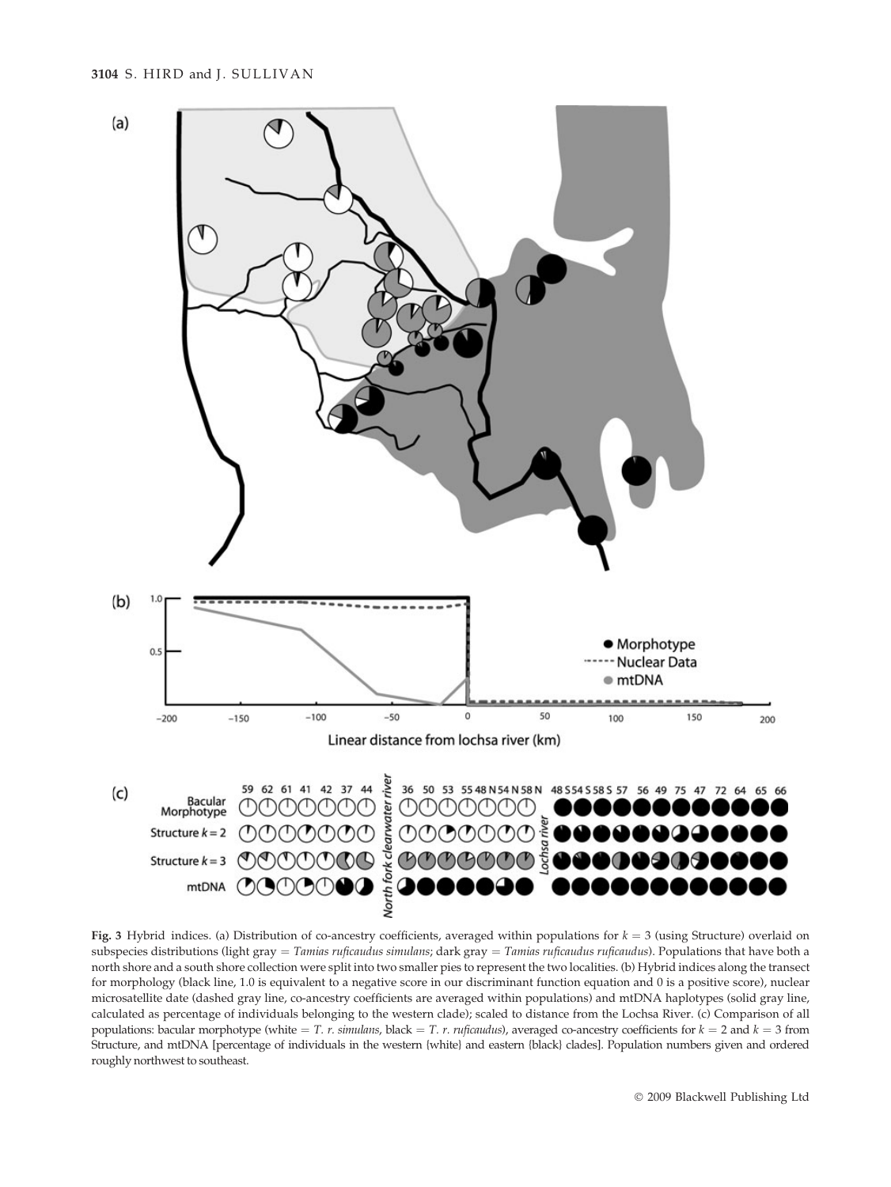**Fig. 3** Hybrid indices. (a) Distribution of co-ancestry coefficients, averaged within populations for $k = 3$ (using Structure) overlaid on subspecies distributions (light gray = *Tamias ruficaudus simulans*; dark gray = *Tamias ruficaudus ruficaudus*). Populations that have both a north shore and a south shore collection were split into two smaller pies to represent the two localities. (b) Hybrid indices along the transect for morphology (black line, 1.0 is equivalent to a negative score in our discriminant function equation and 0 is a positive score), nuclear microsatellite date (dashed gray line, co-ancestry coefficients are averaged within populations) and mtDNA haplotypes (solid gray line, calculated as percentage of individuals belonging to the western clade); scaled to distance from the Lochsa River. (c) Comparison of all populations: bacular morphotype (white = *T. r. simulans*, black = *T. r. ruficaudus*), averaged co-ancestry coefficients for $k = 2$ and $k = 3$ from Structure, and mtDNA [percentage of individuals in the western {white} and eastern {black} clades]. Population numbers given and ordered roughly northwest to southeast.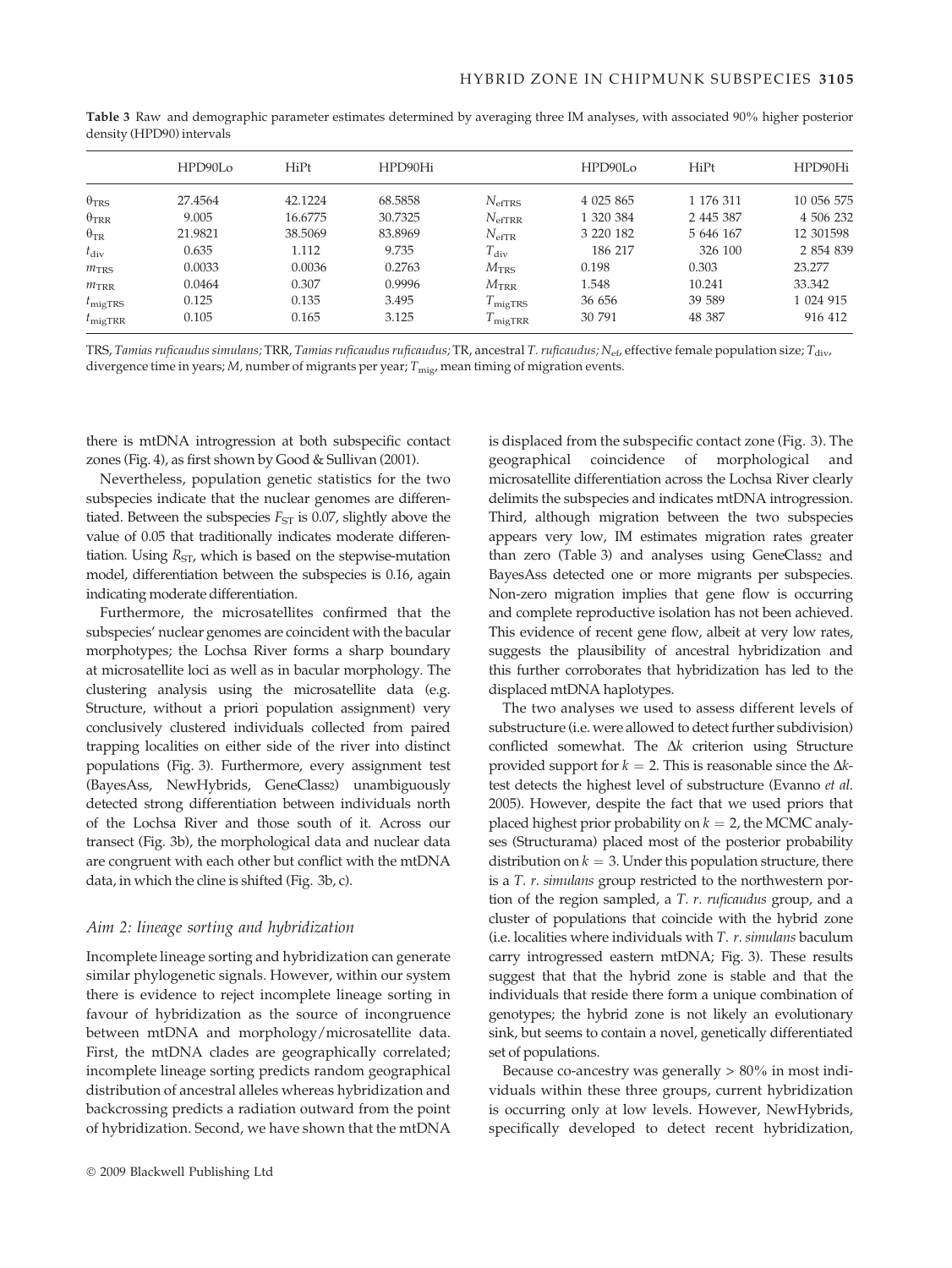**Table 3** Raw and demographic parameter estimates determined by averaging three IM analyses, with associated 90% higher posterior density (HPD90) intervals

| | HPD90Lo | HiPt | HPD90Hi | | HPD90Lo | HiPt | HPD90Hi |
|---|---|---|---|---|---|---|---|
| $\theta_{TRS}$ | 27.4564 | 42.1224 | 68.5858 | $N_{efTRS}$ | 4 025 865 | 1 176 311 | 10 056 575 |
| $\theta_{TRR}$ | 9.005 | 16.6775 | 30.7325 | $N_{efTRR}$ | 1 320 384 | 2 445 387 | 4 506 232 |
| $\theta_{TR}$ | 21.9821 | 38.5069 | 83.8969 | $N_{efTR}$ | 3 220 182 | 5 646 167 | 12 301598 |
| $t_{div}$ | 0.635 | 1.112 | 9.735 | $T_{div}$ | 186 217 | 326 100 | 2 854 839 |
| $m_{TRS}$ | 0.0033 | 0.0036 | 0.2763 | $M_{TRS}$ | 0.198 | 0.303 | 23.277 |
| $m_{TRR}$ | 0.0464 | 0.307 | 0.9996 | $M_{TRR}$ | 1.548 | 10.241 | 33.342 |
| $t_{migTRS}$ | 0.125 | 0.135 | 3.495 | $T_{migTRS}$ | 36 656 | 39 589 | 1 024 915 |
| $t_{migTRR}$ | 0.105 | 0.165 | 3.125 | $T_{migTRR}$ | 30 791 | 48 387 | 916 412 |

TRS, *Tamias ruficaudus simulans;* TRR, *Tamias ruficaudus ruficaudus;* TR, ancestral *T. ruficaudus;* $N_{ef}$, effective female population size; $T_{div}$, divergence time in years; *M*, number of migrants per year; $T_{mig}$, mean timing of migration events.

there is mtDNA introgression at both subspecific contact zones (Fig. 4), as first shown by Good & Sullivan (2001).

Nevertheless, population genetic statistics for the two subspecies indicate that the nuclear genomes are differentiated. Between the subspecies $F_{ST}$ is 0.07, slightly above the value of 0.05 that traditionally indicates moderate differentiation. Using $R_{ST}$, which is based on the stepwise-mutation model, differentiation between the subspecies is 0.16, again indicating moderate differentiation.

Furthermore, the microsatellites confirmed that the subspecies' nuclear genomes are coincident with the bacular morphotypes; the Lochsa River forms a sharp boundary at microsatellite loci as well as in bacular morphology. The clustering analysis using the microsatellite data (e.g. Structure, without a priori population assignment) very conclusively clustered individuals collected from paired trapping localities on either side of the river into distinct populations (Fig. 3). Furthermore, every assignment test (BayesAss, NewHybrids, GeneClass2) unambiguously detected strong differentiation between individuals north of the Lochsa River and those south of it. Across our transect (Fig. 3b), the morphological data and nuclear data are congruent with each other but conflict with the mtDNA data, in which the cline is shifted (Fig. 3b, c).

### *Aim 2: lineage sorting and hybridization*

Incomplete lineage sorting and hybridization can generate similar phylogenetic signals. However, within our system there is evidence to reject incomplete lineage sorting in favour of hybridization as the source of incongruence between mtDNA and morphology/microsatellite data. First, the mtDNA clades are geographically correlated; incomplete lineage sorting predicts random geographical distribution of ancestral alleles whereas hybridization and backcrossing predicts a radiation outward from the point of hybridization. Second, we have shown that the mtDNA is displaced from the subspecific contact zone (Fig. 3). The geographical coincidence of morphological and microsatellite differentiation across the Lochsa River clearly delimits the subspecies and indicates mtDNA introgression. Third, although migration between the two subspecies appears very low, IM estimates migration rates greater than zero (Table 3) and analyses using GeneClass2 and BayesAss detected one or more migrants per subspecies. Non-zero migration implies that gene flow is occurring and complete reproductive isolation has not been achieved. This evidence of recent gene flow, albeit at very low rates, suggests the plausibility of ancestral hybridization and this further corroborates that hybridization has led to the displaced mtDNA haplotypes.

The two analyses we used to assess different levels of substructure (i.e. were allowed to detect further subdivision) conflicted somewhat. The $\Delta k$ criterion using Structure provided support for $k = 2$. This is reasonable since the $\Delta k$-test detects the highest level of substructure (Evanno *et al.* 2005). However, despite the fact that we used priors that placed highest prior probability on $k = 2$, the MCMC analyses (Structurama) placed most of the posterior probability distribution on $k = 3$. Under this population structure, there is a *T. r. simulans* group restricted to the northwestern portion of the region sampled, a *T. r. ruficaudus* group, and a cluster of populations that coincide with the hybrid zone (i.e. localities where individuals with *T. r. simulans* baculum carry introgressed eastern mtDNA; Fig. 3). These results suggest that the hybrid zone is stable and that the individuals that reside there form a unique combination of genotypes; the hybrid zone is not likely an evolutionary sink, but seems to contain a novel, genetically differentiated set of populations.

Because co-ancestry was generally > 80% in most individuals within these three groups, current hybridization is occurring only at low levels. However, NewHybrids, specifically developed to detect recent hybridization,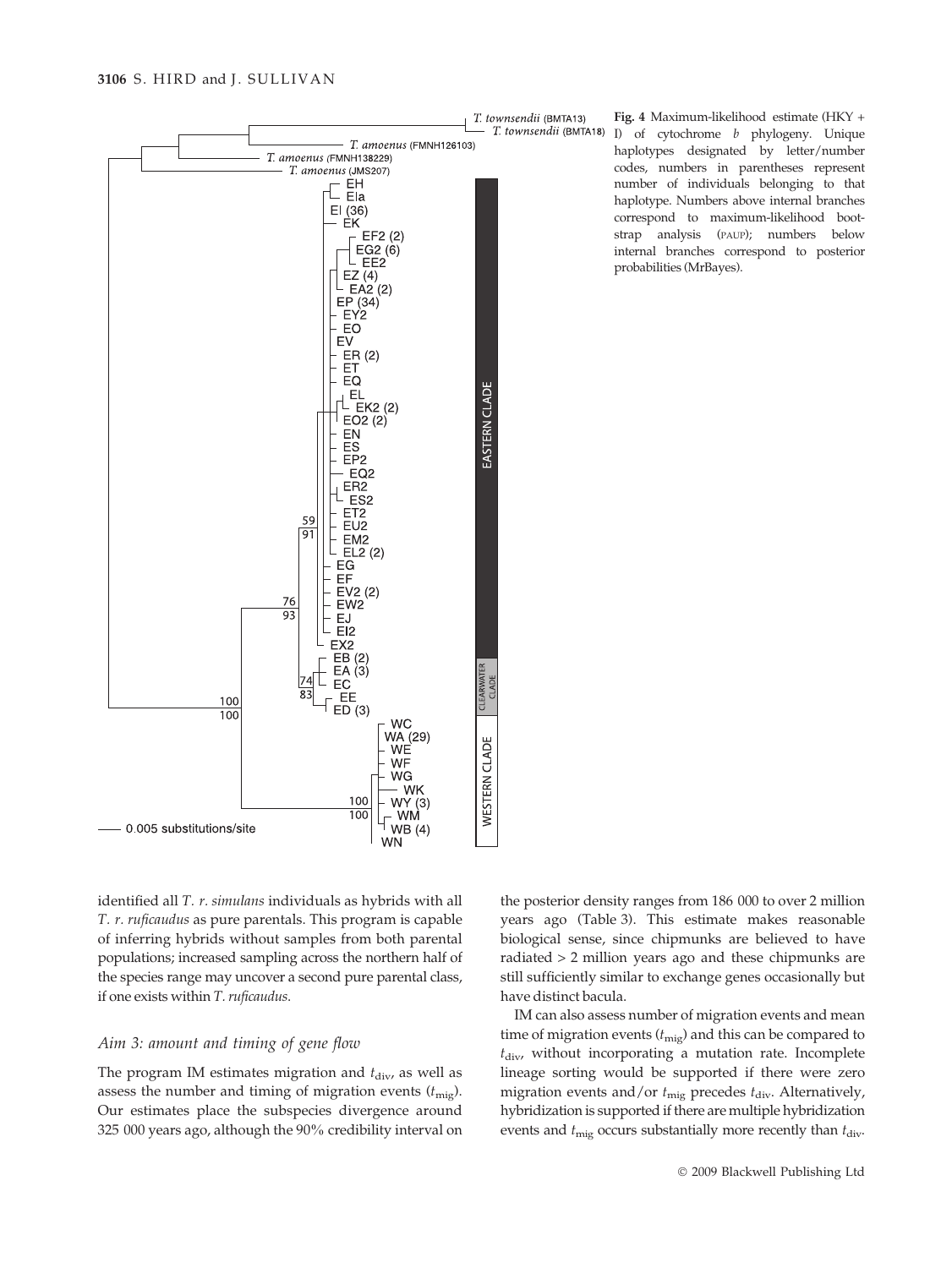**Fig. 4** Maximum-likelihood estimate (HKY + I) of cytochrome *b* phylogeny. Unique haplotypes designated by letter/number codes, numbers in parentheses represent number of individuals belonging to that haplotype. Numbers above internal branches correspond to maximum-likelihood bootstrap analysis (PAUP); numbers below internal branches correspond to posterior probabilities (MrBayes).

identified all *T. r. simulans* individuals as hybrids with all *T. r. ruficaudus* as pure parentals. This program is capable of inferring hybrids without samples from both parental populations; increased sampling across the northern half of the species range may uncover a second pure parental class, if one exists within *T. ruficaudus*.

### *Aim 3: amount and timing of gene flow*

The program IM estimates migration and $t_{div}$, as well as assess the number and timing of migration events ($t_{mig}$). Our estimates place the subspecies divergence around 325 000 years ago, although the 90% credibility interval on the posterior density ranges from 186 000 to over 2 million years ago (Table 3). This estimate makes reasonable biological sense, since chipmunks are believed to have radiated > 2 million years ago and these chipmunks are still sufficiently similar to exchange genes occasionally but have distinct bacula.

IM can also assess number of migration events and mean time of migration events ($t_{mig}$) and this can be compared to $t_{div}$, without incorporating a mutation rate. Incomplete lineage sorting would be supported if there were zero migration events and/or $t_{mig}$ precedes $t_{div}$. Alternatively, hybridization is supported if there are multiple hybridization events and $t_{mig}$ occurs substantially more recently than $t_{div}$.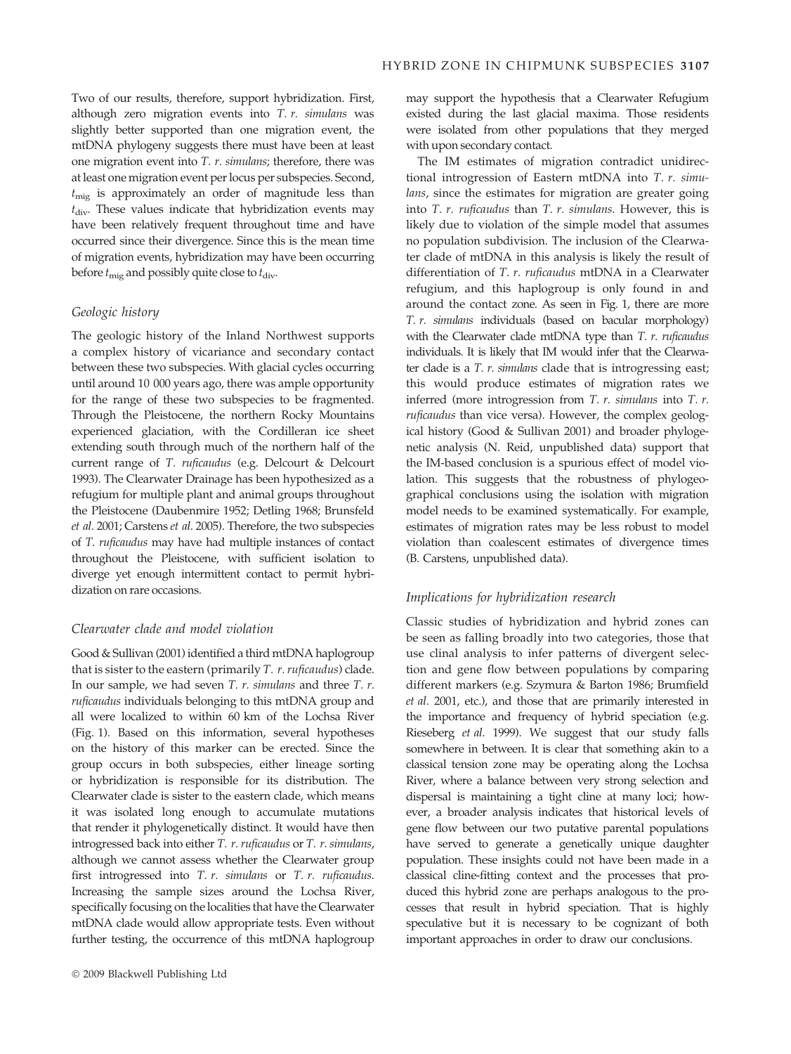Two of our results, therefore, support hybridization. First, although zero migration events into *T. r. simulans* was slightly better supported than one migration event, the mtDNA phylogeny suggests there must have been at least one migration event into *T. r. simulans*; therefore, there was at least one migration event per locus per subspecies. Second, $t_{mig}$ is approximately an order of magnitude less than $t_{div}$. These values indicate that hybridization events may have been relatively frequent throughout time and have occurred since their divergence. Since this is the mean time of migration events, hybridization may have been occurring before $t_{mig}$ and possibly quite close to $t_{div}$.

### Geologic history

The geologic history of the Inland Northwest supports a complex history of vicariance and secondary contact between these two subspecies. With glacial cycles occurring until around 10 000 years ago, there was ample opportunity for the range of these two subspecies to be fragmented. Through the Pleistocene, the northern Rocky Mountains experienced glaciation, with the Cordilleran ice sheet extending south through much of the northern half of the current range of *T. ruficaudus* (e.g. Delcourt & Delcourt 1993). The Clearwater Drainage has been hypothesized as a refugium for multiple plant and animal groups throughout the Pleistocene (Daubenmire 1952; Detling 1968; Brunsfeld *et al*. 2001; Carstens *et al*. 2005). Therefore, the two subspecies of *T. ruficaudus* may have had multiple instances of contact throughout the Pleistocene, with sufficient isolation to diverge yet enough intermittent contact to permit hybridization on rare occasions.

### Clearwater clade and model violation

Good & Sullivan (2001) identified a third mtDNA haplogroup that is sister to the eastern (primarily *T. r. ruficaudus*) clade. In our sample, we had seven *T. r. simulans* and three *T. r. ruficaudus* individuals belonging to this mtDNA group and all were localized to within 60 km of the Lochsa River (Fig. 1). Based on this information, several hypotheses on the history of this marker can be erected. Since the group occurs in both subspecies, either lineage sorting or hybridization is responsible for its distribution. The Clearwater clade is sister to the eastern clade, which means it was isolated long enough to accumulate mutations that render it phylogenetically distinct. It would have then introgressed back into either *T. r. ruficaudus* or *T. r. simulans*, although we cannot assess whether the Clearwater group first introgressed into *T. r. simulans* or *T. r. ruficaudus*. Increasing the sample sizes around the Lochsa River, specifically focusing on the localities that have the Clearwater mtDNA clade would allow appropriate tests. Even without further testing, the occurrence of this mtDNA haplogroup may support the hypothesis that a Clearwater Refugium existed during the last glacial maxima. Those residents were isolated from other populations that they merged with upon secondary contact.

The IM estimates of migration contradict unidirectional introgression of Eastern mtDNA into *T. r. simulans*, since the estimates for migration are greater going into *T. r. ruficaudus* than *T. r. simulans*. However, this is likely due to violation of the simple model that assumes no population subdivision. The inclusion of the Clearwater clade of mtDNA in this analysis is likely the result of differentiation of *T. r. ruficaudus* mtDNA in a Clearwater refugium, and this haplogroup is only found in and around the contact zone. As seen in Fig. 1, there are more *T. r. simulans* individuals (based on bacular morphology) with the Clearwater clade mtDNA type than *T. r. ruficaudus* individuals. It is likely that IM would infer that the Clearwater clade is a *T. r. simulans* clade that is introgressing east; this would produce estimates of migration rates we inferred (more introgression from *T. r. simulans* into *T. r. ruficaudus* than vice versa). However, the complex geological history (Good & Sullivan 2001) and broader phylogenetic analysis (N. Reid, unpublished data) support that the IM-based conclusion is a spurious effect of model violation. This suggests that the robustness of phylogeographical conclusions using the isolation with migration model needs to be examined systematically. For example, estimates of migration rates may be less robust to model violation than coalescent estimates of divergence times (B. Carstens, unpublished data).

### Implications for hybridization research

Classic studies of hybridization and hybrid zones can be seen as falling broadly into two categories, those that use clinal analysis to infer patterns of divergent selection and gene flow between populations by comparing different markers (e.g. Szymura & Barton 1986; Brumfield *et al*. 2001, etc.), and those that are primarily interested in the importance and frequency of hybrid speciation (e.g. Rieseberg *et al*. 1999). We suggest that our study falls somewhere in between. It is clear that something akin to a classical tension zone may be operating along the Lochsa River, where a balance between very strong selection and dispersal is maintaining a tight cline at many loci; however, a broader analysis indicates that historical levels of gene flow between our two putative parental populations have served to generate a genetically unique daughter population. These insights could not have been made in a classical cline-fitting context and the processes that produced this hybrid zone are perhaps analogous to the processes that result in hybrid speciation. That is highly speculative but it is necessary to be cognizant of both important approaches in order to draw our conclusions.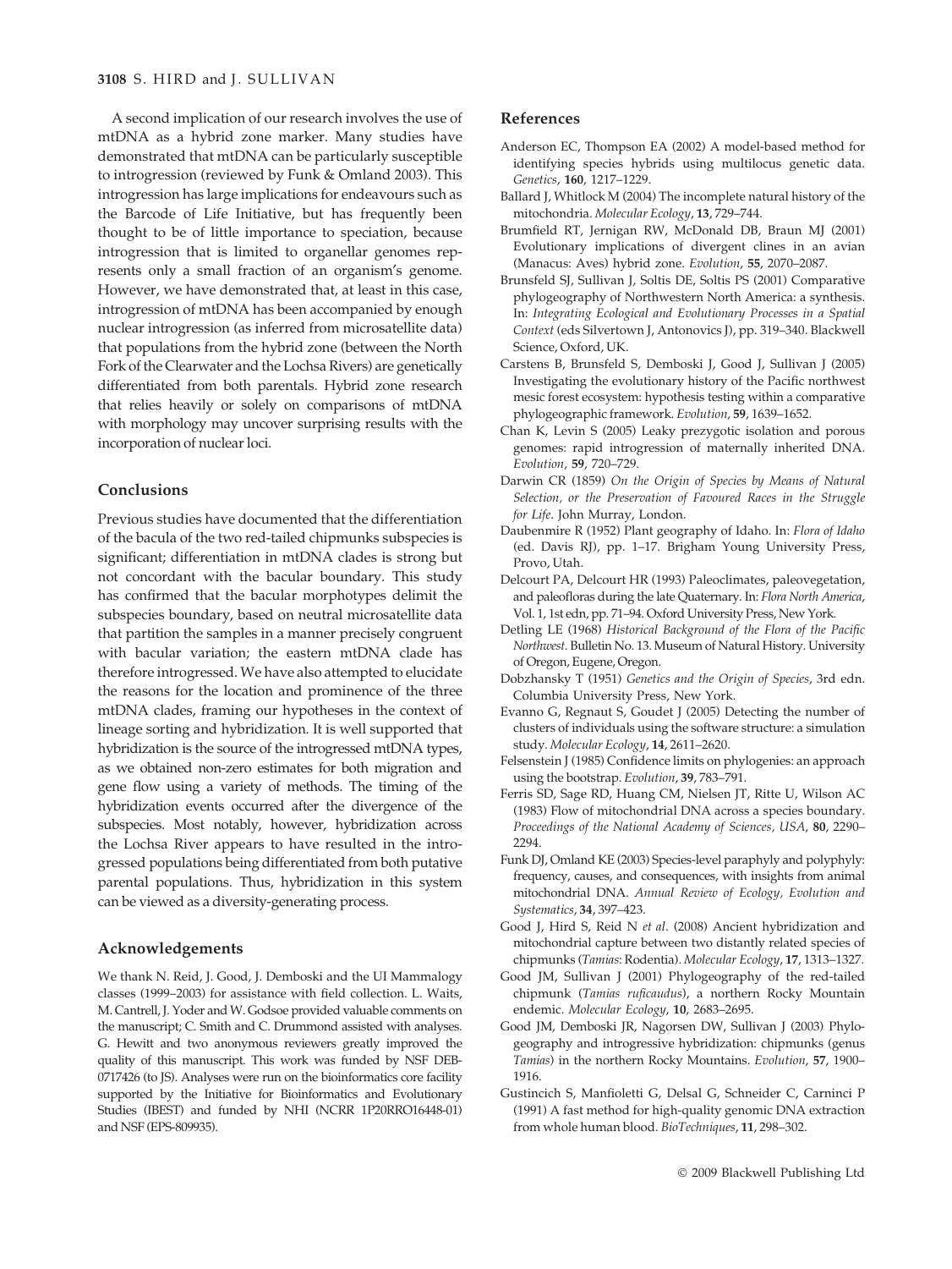A second implication of our research involves the use of mtDNA as a hybrid zone marker. Many studies have demonstrated that mtDNA can be particularly susceptible to introgression (reviewed by Funk & Omland 2003). This introgression has large implications for endeavours such as the Barcode of Life Initiative, but has frequently been thought to be of little importance to speciation, because introgression that is limited to organellar genomes represents only a small fraction of an organism's genome. However, we have demonstrated that, at least in this case, introgression of mtDNA has been accompanied by enough nuclear introgression (as inferred from microsatellite data) that populations from the hybrid zone (between the North Fork of the Clearwater and the Lochsa Rivers) are genetically differentiated from both parentals. Hybrid zone research that relies heavily or solely on comparisons of mtDNA with morphology may uncover surprising results with the incorporation of nuclear loci.

## Conclusions

Previous studies have documented that the differentiation of the bacula of the two red-tailed chipmunks subspecies is significant; differentiation in mtDNA clades is strong but not concordant with the bacular boundary. This study has confirmed that the bacular morphotypes delimit the subspecies boundary, based on neutral microsatellite data that partition the samples in a manner precisely congruent with bacular variation; the eastern mtDNA clade has therefore introgressed. We have also attempted to elucidate the reasons for the location and prominence of the three mtDNA clades, framing our hypotheses in the context of lineage sorting and hybridization. It is well supported that hybridization is the source of the introgressed mtDNA types, as we obtained non-zero estimates for both migration and gene flow using a variety of methods. The timing of the hybridization events occurred after the divergence of the subspecies. Most notably, however, hybridization across the Lochsa River appears to have resulted in the introgressed populations being differentiated from both putative parental populations. Thus, hybridization in this system can be viewed as a diversity-generating process.

## Acknowledgements

We thank N. Reid, J. Good, J. Demboski and the UI Mammalogy classes (1999–2003) for assistance with field collection. L. Waits, M. Cantrell, J. Yoder and W. Godsoe provided valuable comments on the manuscript; C. Smith and C. Drummond assisted with analyses. G. Hewitt and two anonymous reviewers greatly improved the quality of this manuscript. This work was funded by NSF DEB-0717426 (to JS). Analyses were run on the bioinformatics core facility supported by the Initiative for Bioinformatics and Evolutionary Studies (IBEST) and funded by NHI (NCRR 1P20RRO16448-01) and NSF (EPS-809935).

## References

Anderson EC, Thompson EA (2002) A model-based method for identifying species hybrids using multilocus genetic data. *Genetics*, **160**, 1217–1229.

Ballard J, Whitlock M (2004) The incomplete natural history of the mitochondria. *Molecular Ecology*, **13**, 729–744.

Brumfield RT, Jernigan RW, McDonald DB, Braun MJ (2001) Evolutionary implications of divergent clines in an avian (Manacus: Aves) hybrid zone. *Evolution*, **55**, 2070–2087.

Brunsfeld SJ, Sullivan J, Soltis DE, Soltis PS (2001) Comparative phylogeography of Northwestern North America: a synthesis. In: *Integrating Ecological and Evolutionary Processes in a Spatial Context* (eds Silvertown J, Antonovics J), pp. 319–340. Blackwell Science, Oxford, UK.

Carstens B, Brunsfeld S, Demboski J, Good J, Sullivan J (2005) Investigating the evolutionary history of the Pacific northwest mesic forest ecosystem: hypothesis testing within a comparative phylogeographic framework. *Evolution*, **59**, 1639–1652.

Chan K, Levin S (2005) Leaky prezygotic isolation and porous genomes: rapid introgression of maternally inherited DNA. *Evolution*, **59**, 720–729.

Darwin CR (1859) *On the Origin of Species by Means of Natural Selection, or the Preservation of Favoured Races in the Struggle for Life*. John Murray, London.

Daubenmire R (1952) Plant geography of Idaho. In: *Flora of Idaho* (ed. Davis RJ), pp. 1–17. Brigham Young University Press, Provo, Utah.

Delcourt PA, Delcourt HR (1993) Paleoclimates, paleovegetation, and paleofloras during the late Quaternary. In: *Flora North America*, Vol. 1, 1st edn, pp. 71–94. Oxford University Press, New York.

Detling LE (1968) *Historical Background of the Flora of the Pacific Northwest*. Bulletin No. 13. Museum of Natural History. University of Oregon, Eugene, Oregon.

Dobzhansky T (1951) *Genetics and the Origin of Species*, 3rd edn. Columbia University Press, New York.

Evanno G, Regnaut S, Goudet J (2005) Detecting the number of clusters of individuals using the software structure: a simulation study. *Molecular Ecology*, **14**, 2611–2620.

Felsenstein J (1985) Confidence limits on phylogenies: an approach using the bootstrap. *Evolution*, **39**, 783–791.

Ferris SD, Sage RD, Huang CM, Nielsen JT, Ritte U, Wilson AC (1983) Flow of mitochondrial DNA across a species boundary. *Proceedings of the National Academy of Sciences, USA*, **80**, 2290–2294.

Funk DJ, Omland KE (2003) Species-level paraphyly and polyphyly: frequency, causes, and consequences, with insights from animal mitochondrial DNA. *Annual Review of Ecology, Evolution and Systematics*, **34**, 397–423.

Good J, Hird S, Reid N *et al*. (2008) Ancient hybridization and mitochondrial capture between two distantly related species of chipmunks (*Tamias*: Rodentia). *Molecular Ecology*, **17**, 1313–1327.

Good JM, Sullivan J (2001) Phylogeography of the red-tailed chipmunk (*Tamias ruficaudus*), a northern Rocky Mountain endemic. *Molecular Ecology*, **10**, 2683–2695.

Good JM, Demboski JR, Nagorsen DW, Sullivan J (2003) Phylogeography and introgressive hybridization: chipmunks (genus *Tamias*) in the northern Rocky Mountains. *Evolution*, **57**, 1900–1916.

Gustincich S, Manfioletti G, Delsal G, Schneider C, Carninci P (1991) A fast method for high-quality genomic DNA extraction from whole human blood. *BioTechniques*, **11**, 298–302.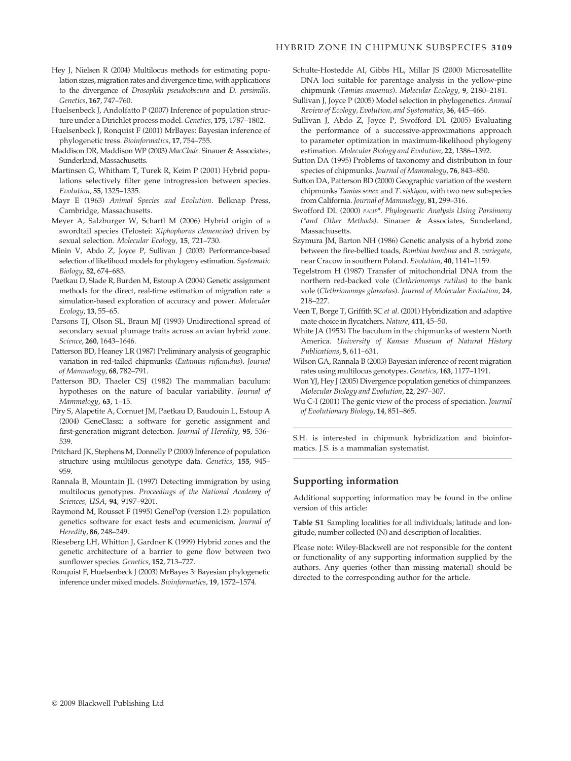Hey J, Nielsen R (2004) Multilocus methods for estimating population sizes, migration rates and divergence time, with applications to the divergence of *Drosophila pseudoobscura* and *D. persimilis*. *Genetics*, **167**, 747–760.

Huelsenbeck J, Andolfatto P (2007) Inference of population structure under a Dirichlet process model. *Genetics*, **175**, 1787–1802.

Huelsenbeck J, Ronquist F (2001) MrBayes: Bayesian inference of phylogenetic tress. *Bioinformatics*, **17**, 754–755.

Maddison DR, Maddison WP (2003) *MacClade*. Sinauer & Associates, Sunderland, Massachusetts.

Martinsen G, Whitham T, Turek R, Keim P (2001) Hybrid populations selectively filter gene introgression between species. *Evolution*, **55**, 1325–1335.

Mayr E (1963) *Animal Species and Evolution*. Belknap Press, Cambridge, Massachusetts.

Meyer A, Salzburger W, Schartl M (2006) Hybrid origin of a swordtail species (Telostei: *Xiphophorus clemenciae*) driven by sexual selection. *Molecular Ecology*, **15**, 721–730.

Minin V, Abdo Z, Joyce P, Sullivan J (2003) Performance-based selection of likelihood models for phylogeny estimation. *Systematic Biology*, **52**, 674–683.

Paetkau D, Slade R, Burden M, Estoup A (2004) Genetic assignment methods for the direct, real-time estimation of migration rate: a simulation-based exploration of accuracy and power. *Molecular Ecology*, **13**, 55–65.

Parsons TJ, Olson SL, Braun MJ (1993) Unidirectional spread of secondary sexual plumage traits across an avian hybrid zone. *Science*, **260**, 1643–1646.

Patterson BD, Heaney LR (1987) Preliminary analysis of geographic variation in red-tailed chipmunks (*Eutamias ruficaudus*). *Journal of Mammalogy*, **68**, 782–791.

Patterson BD, Thaeler CSJ (1982) The mammalian baculum: hypotheses on the nature of bacular variability. *Journal of Mammalogy*, **63**, 1–15.

Piry S, Alapetite A, Cornuet JM, Paetkau D, Baudouin L, Estoup A (2004) GeneClass2: a software for genetic assignment and first-generation migrant detection. *Journal of Heredity*, **95**, 536–539.

Pritchard JK, Stephens M, Donnelly P (2000) Inference of population structure using multilocus genotype data. *Genetics*, **155**, 945–959.

Rannala B, Mountain JL (1997) Detecting immigration by using multilocus genotypes. *Proceedings of the National Academy of Sciences, USA*, **94**, 9197–9201.

Raymond M, Rousset F (1995) GenePop (version 1.2): population genetics software for exact tests and ecumenicism. *Journal of Heredity*, **86**, 248–249.

Rieseberg LH, Whitton J, Gardner K (1999) Hybrid zones and the genetic architecture of a barrier to gene flow between two sunflower species. *Genetics*, **152**, 713–727.

Ronquist F, Huelsenbeck J (2003) MrBayes 3: Bayesian phylogenetic inference under mixed models. *Bioinformatics*, **19**, 1572–1574.

Schulte-Hostedde AI, Gibbs HL, Millar JS (2000) Microsatellite DNA loci suitable for parentage analysis in the yellow-pine chipmunk (*Tamias amoenus*). *Molecular Ecology*, **9**, 2180–2181.

Sullivan J, Joyce P (2005) Model selection in phylogenetics. *Annual Review of Ecology, Evolution, and Systematics*, **36**, 445–466.

Sullivan J, Abdo Z, Joyce P, Swofford DL (2005) Evaluating the performance of a successive-approximations approach to parameter optimization in maximum-likelihood phylogeny estimation. *Molecular Biology and Evolution*, **22**, 1386–1392.

Sutton DA (1995) Problems of taxonomy and distribution in four species of chipmunks. *Journal of Mammalogy*, **76**, 843–850.

Sutton DA, Patterson BD (2000) Geographic variation of the western chipmunks *Tamias senex* and *T. siskiyou*, with two new subspecies from California. *Journal of Mammalogy*, **81**, 299–316.

Swofford DL (2000) *PAUP\**. *Phylogenetic Analysis Using Parsimony (\*and Other Methods)*. Sinauer & Associates, Sunderland, Massachusetts.

Szymura JM, Barton NH (1986) Genetic analysis of a hybrid zone between the fire-bellied toads, *Bombina bombina* and *B. variegata*, near Cracow in southern Poland. *Evolution*, **40**, 1141–1159.

Tegelstrom H (1987) Transfer of mitochondrial DNA from the northern red-backed vole (*Clethrionomys rutilus*) to the bank vole (*Clethrionomys glareolus*). *Journal of Molecular Evolution*, **24**, 218–227.

Veen T, Borge T, Griffith SC *et al.* (2001) Hybridization and adaptive mate choice in flycatchers. *Nature*, **411**, 45–50.

White JA (1953) The baculum in the chipmunks of western North America. *University of Kansas Museum of Natural History Publications*, **5**, 611–631.

Wilson GA, Rannala B (2003) Bayesian inference of recent migration rates using multilocus genotypes. *Genetics*, **163**, 1177–1191.

Won YJ, Hey J (2005) Divergence population genetics of chimpanzees. *Molecular Biology and Evolution*, **22**, 297–307.

Wu C-I (2001) The genic view of the process of speciation. *Journal of Evolutionary Biology*, **14**, 851–865.

---

S.H. is interested in chipmunk hybridization and bioinformatics. J.S. is a mammalian systematist.

---

## Supporting information

Additional supporting information may be found in the online version of this article:

**Table S1** Sampling localities for all individuals; latitude and longitude, number collected (N) and description of localities.

Please note: Wiley-Blackwell are not responsible for the content or functionality of any supporting information supplied by the authors. Any queries (other than missing material) should be directed to the corresponding author for the article.